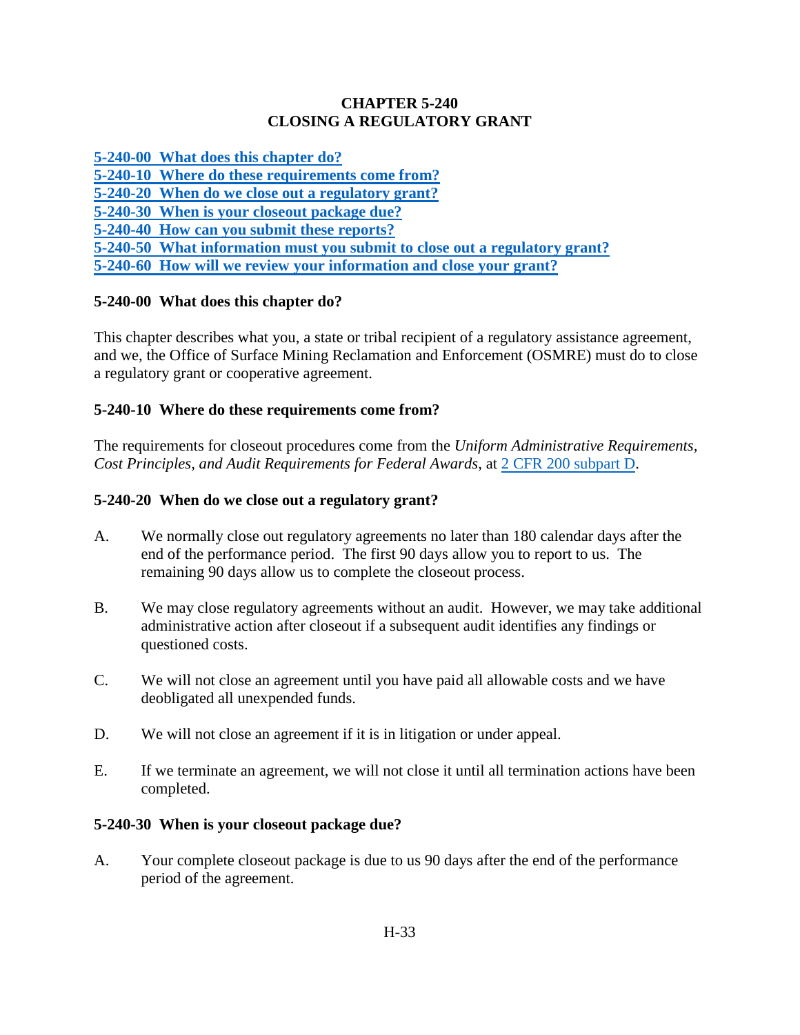# CHAPTER 5-240
# CLOSING A REGULATORY GRANT

[5-240-00 What does this chapter do?](#)
[5-240-10 Where do these requirements come from?](#)
[5-240-20 When do we close out a regulatory grant?](#)
[5-240-30 When is your closeout package due?](#)
[5-240-40 How can you submit these reports?](#)
[5-240-50 What information must you submit to close out a regulatory grant?](#)
[5-240-60 How will we review your information and close your grant?](#)

## 5-240-00 What does this chapter do?

This chapter describes what you, a state or tribal recipient of a regulatory assistance agreement, and we, the Office of Surface Mining Reclamation and Enforcement (OSMRE) must do to close a regulatory grant or cooperative agreement.

## 5-240-10 Where do these requirements come from?

The requirements for closeout procedures come from the *Uniform Administrative Requirements, Cost Principles, and Audit Requirements for Federal Awards*, at [2 CFR 200 subpart D](#).

## 5-240-20 When do we close out a regulatory grant?

A. We normally close out regulatory agreements no later than 180 calendar days after the end of the performance period. The first 90 days allow you to report to us. The remaining 90 days allow us to complete the closeout process.

B. We may close regulatory agreements without an audit. However, we may take additional administrative action after closeout if a subsequent audit identifies any findings or questioned costs.

C. We will not close an agreement until you have paid all allowable costs and we have deobligated all unexpended funds.

D. We will not close an agreement if it is in litigation or under appeal.

E. If we terminate an agreement, we will not close it until all termination actions have been completed.

## 5-240-30 When is your closeout package due?

A. Your complete closeout package is due to us 90 days after the end of the performance period of the agreement.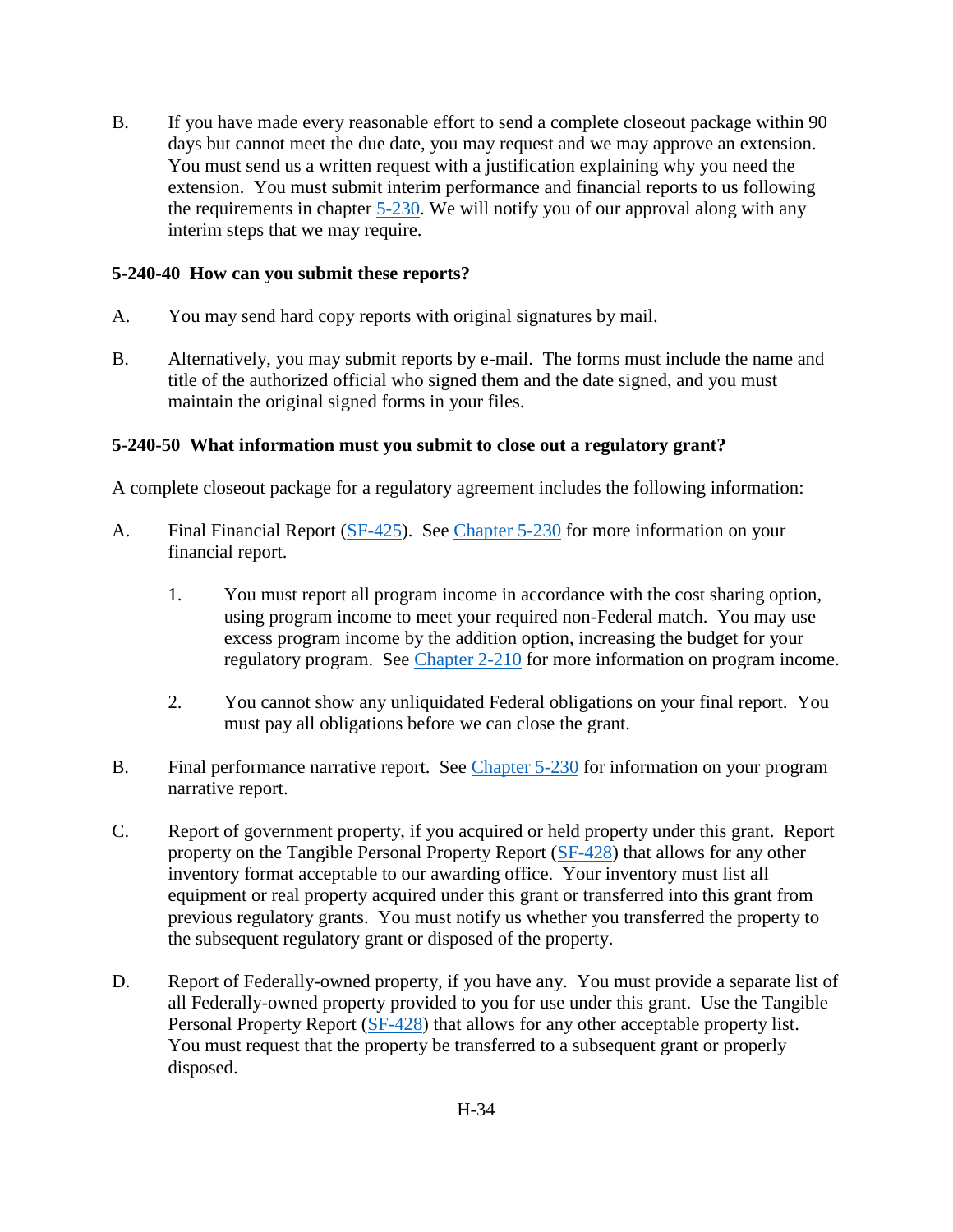B. If you have made every reasonable effort to send a complete closeout package within 90 days but cannot meet the due date, you may request and we may approve an extension. You must send us a written request with a justification explaining why you need the extension. You must submit interim performance and financial reports to us following the requirements in chapter 5-230. We will notify you of our approval along with any interim steps that we may require.

**5-240-40 How can you submit these reports?**

A. You may send hard copy reports with original signatures by mail.

B. Alternatively, you may submit reports by e-mail. The forms must include the name and title of the authorized official who signed them and the date signed, and you must maintain the original signed forms in your files.

**5-240-50 What information must you submit to close out a regulatory grant?**

A complete closeout package for a regulatory agreement includes the following information:

A. Final Financial Report (SF-425). See Chapter 5-230 for more information on your financial report.

   1. You must report all program income in accordance with the cost sharing option, using program income to meet your required non-Federal match. You may use excess program income by the addition option, increasing the budget for your regulatory program. See Chapter 2-210 for more information on program income.

   2. You cannot show any unliquidated Federal obligations on your final report. You must pay all obligations before we can close the grant.

B. Final performance narrative report. See Chapter 5-230 for information on your program narrative report.

C. Report of government property, if you acquired or held property under this grant. Report property on the Tangible Personal Property Report (SF-428) that allows for any other inventory format acceptable to our awarding office. Your inventory must list all equipment or real property acquired under this grant or transferred into this grant from previous regulatory grants. You must notify us whether you transferred the property to the subsequent regulatory grant or disposed of the property.

D. Report of Federally-owned property, if you have any. You must provide a separate list of all Federally-owned property provided to you for use under this grant. Use the Tangible Personal Property Report (SF-428) that allows for any other acceptable property list. You must request that the property be transferred to a subsequent grant or properly disposed.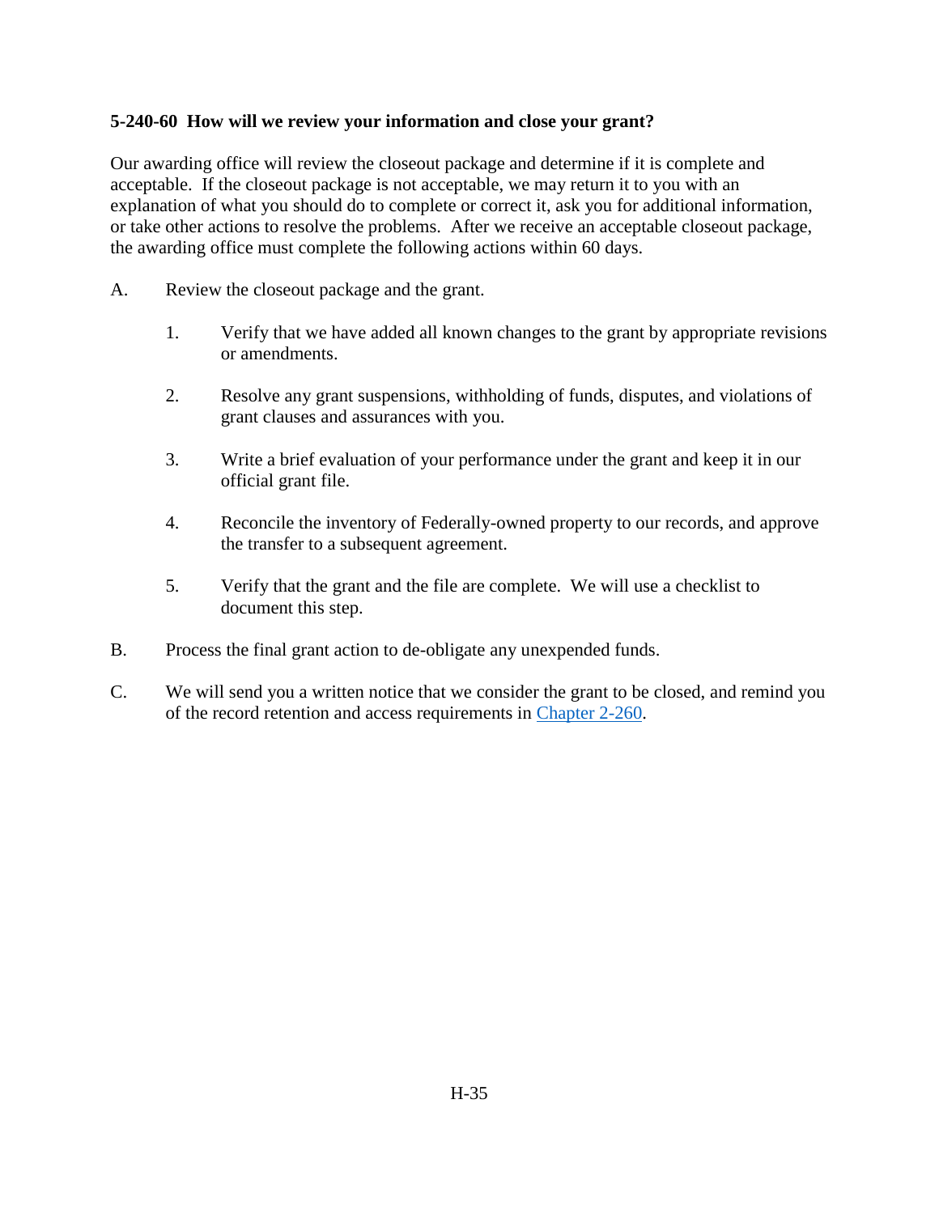### 5-240-60 How will we review your information and close your grant?

Our awarding office will review the closeout package and determine if it is complete and acceptable. If the closeout package is not acceptable, we may return it to you with an explanation of what you should do to complete or correct it, ask you for additional information, or take other actions to resolve the problems. After we receive an acceptable closeout package, the awarding office must complete the following actions within 60 days.

A. Review the closeout package and the grant.

    1. Verify that we have added all known changes to the grant by appropriate revisions or amendments.

    2. Resolve any grant suspensions, withholding of funds, disputes, and violations of grant clauses and assurances with you.

    3. Write a brief evaluation of your performance under the grant and keep it in our official grant file.

    4. Reconcile the inventory of Federally-owned property to our records, and approve the transfer to a subsequent agreement.

    5. Verify that the grant and the file are complete. We will use a checklist to document this step.

B. Process the final grant action to de-obligate any unexpended funds.

C. We will send you a written notice that we consider the grant to be closed, and remind you of the record retention and access requirements in Chapter 2-260.